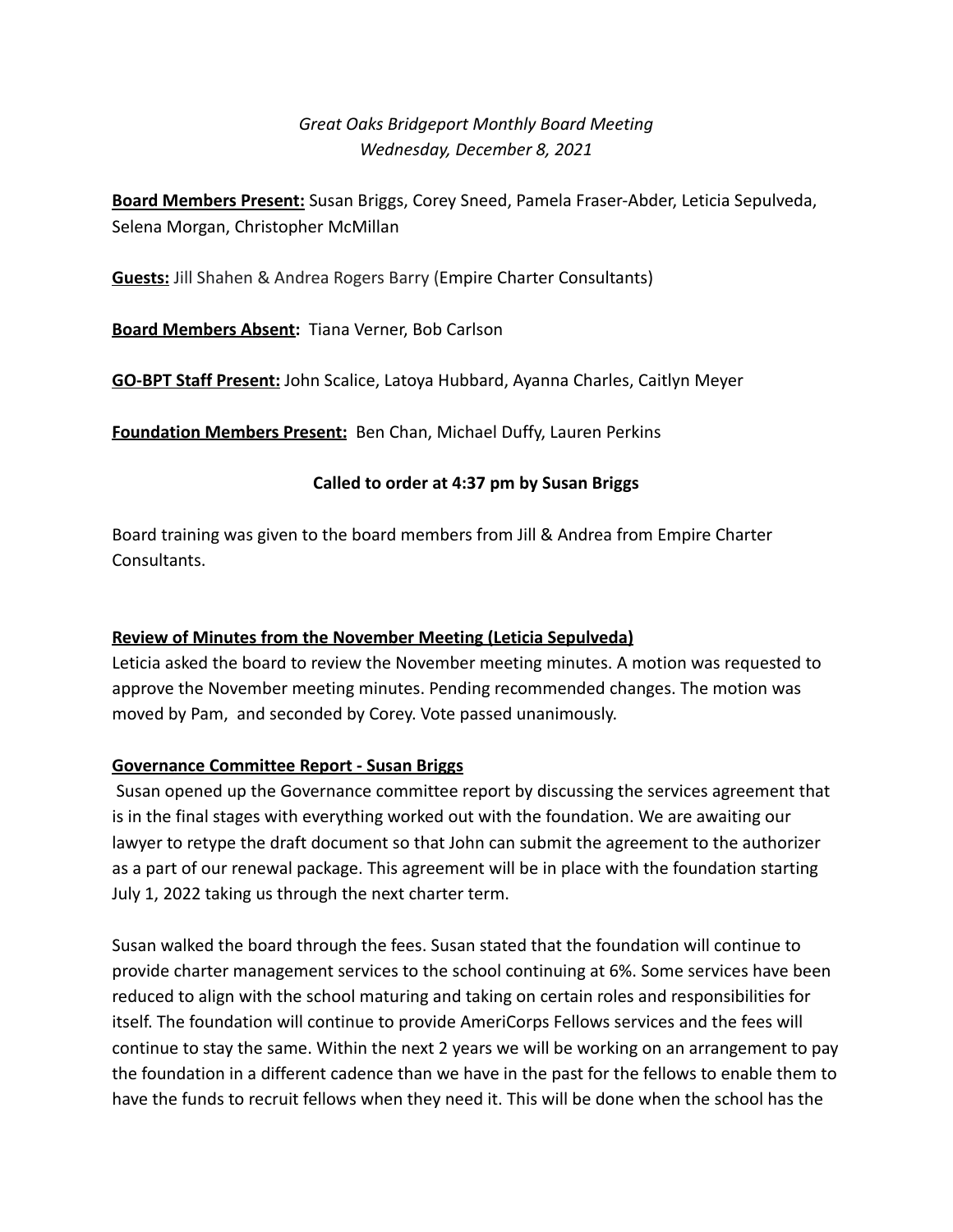*Great Oaks Bridgeport Monthly Board Meeting*
*Wednesday, December 8, 2021*

**Board Members Present:** Susan Briggs, Corey Sneed, Pamela Fraser-Abder, Leticia Sepulveda, Selena Morgan, Christopher McMillan

**Guests:** Jill Shahen & Andrea Rogers Barry (Empire Charter Consultants)

**Board Members Absent:** Tiana Verner, Bob Carlson

**GO-BPT Staff Present:** John Scalice, Latoya Hubbard, Ayanna Charles, Caitlyn Meyer

**Foundation Members Present:** Ben Chan, Michael Duffy, Lauren Perkins

**Called to order at 4:37 pm by Susan Briggs**

Board training was given to the board members from Jill & Andrea from Empire Charter Consultants.

**Review of Minutes from the November Meeting (Leticia Sepulveda)**

Leticia asked the board to review the November meeting minutes. A motion was requested to approve the November meeting minutes. Pending recommended changes. The motion was moved by Pam, and seconded by Corey. Vote passed unanimously.

**Governance Committee Report - Susan Briggs**

Susan opened up the Governance committee report by discussing the services agreement that is in the final stages with everything worked out with the foundation. We are awaiting our lawyer to retype the draft document so that John can submit the agreement to the authorizer as a part of our renewal package. This agreement will be in place with the foundation starting July 1, 2022 taking us through the next charter term.

Susan walked the board through the fees. Susan stated that the foundation will continue to provide charter management services to the school continuing at 6%. Some services have been reduced to align with the school maturing and taking on certain roles and responsibilities for itself. The foundation will continue to provide AmeriCorps Fellows services and the fees will continue to stay the same. Within the next 2 years we will be working on an arrangement to pay the foundation in a different cadence than we have in the past for the fellows to enable them to have the funds to recruit fellows when they need it. This will be done when the school has the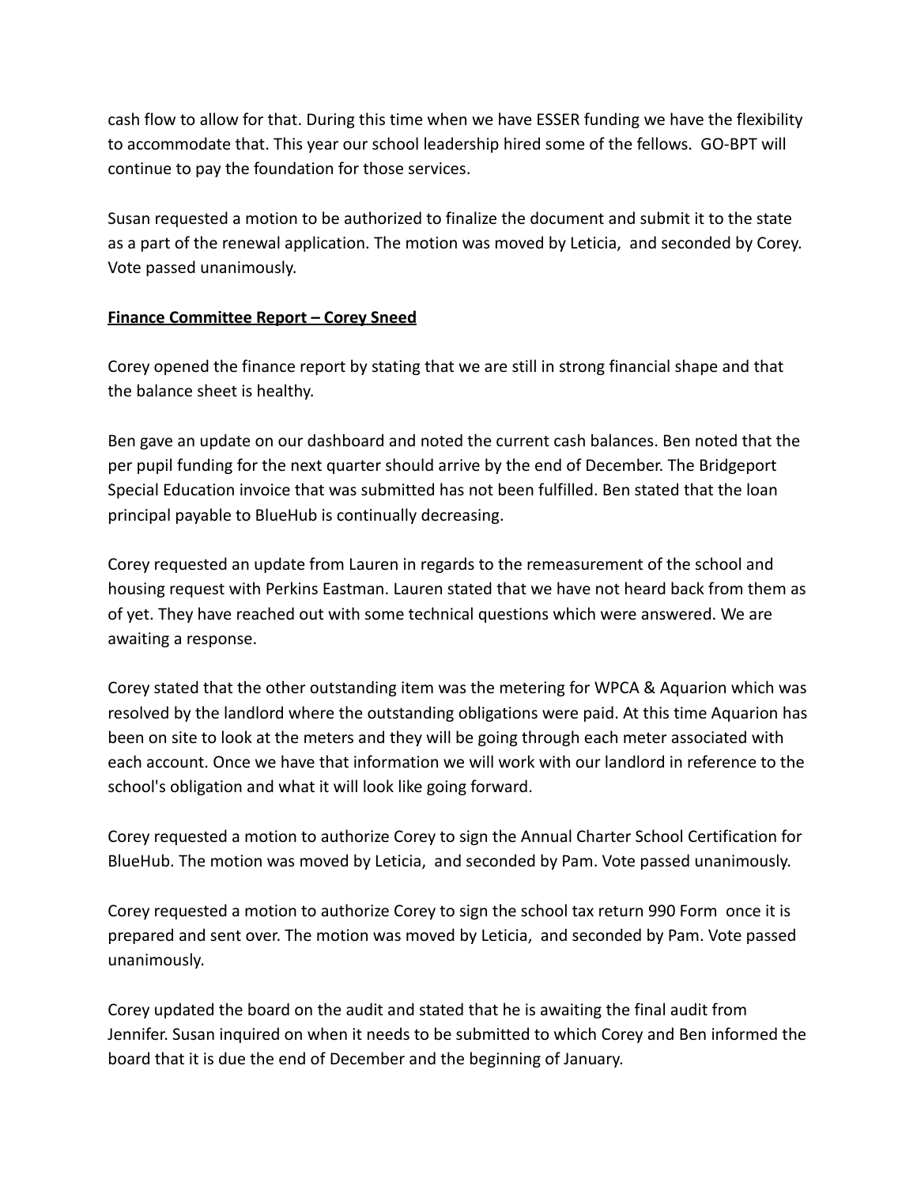cash flow to allow for that. During this time when we have ESSER funding we have the flexibility to accommodate that. This year our school leadership hired some of the fellows. GO-BPT will continue to pay the foundation for those services.

Susan requested a motion to be authorized to finalize the document and submit it to the state as a part of the renewal application. The motion was moved by Leticia, and seconded by Corey. Vote passed unanimously.

**Finance Committee Report – Corey Sneed**

Corey opened the finance report by stating that we are still in strong financial shape and that the balance sheet is healthy.

Ben gave an update on our dashboard and noted the current cash balances. Ben noted that the per pupil funding for the next quarter should arrive by the end of December. The Bridgeport Special Education invoice that was submitted has not been fulfilled. Ben stated that the loan principal payable to BlueHub is continually decreasing.

Corey requested an update from Lauren in regards to the remeasurement of the school and housing request with Perkins Eastman. Lauren stated that we have not heard back from them as of yet. They have reached out with some technical questions which were answered. We are awaiting a response.

Corey stated that the other outstanding item was the metering for WPCA & Aquarion which was resolved by the landlord where the outstanding obligations were paid. At this time Aquarion has been on site to look at the meters and they will be going through each meter associated with each account. Once we have that information we will work with our landlord in reference to the school's obligation and what it will look like going forward.

Corey requested a motion to authorize Corey to sign the Annual Charter School Certification for BlueHub. The motion was moved by Leticia, and seconded by Pam. Vote passed unanimously.

Corey requested a motion to authorize Corey to sign the school tax return 990 Form once it is prepared and sent over. The motion was moved by Leticia, and seconded by Pam. Vote passed unanimously.

Corey updated the board on the audit and stated that he is awaiting the final audit from Jennifer. Susan inquired on when it needs to be submitted to which Corey and Ben informed the board that it is due the end of December and the beginning of January.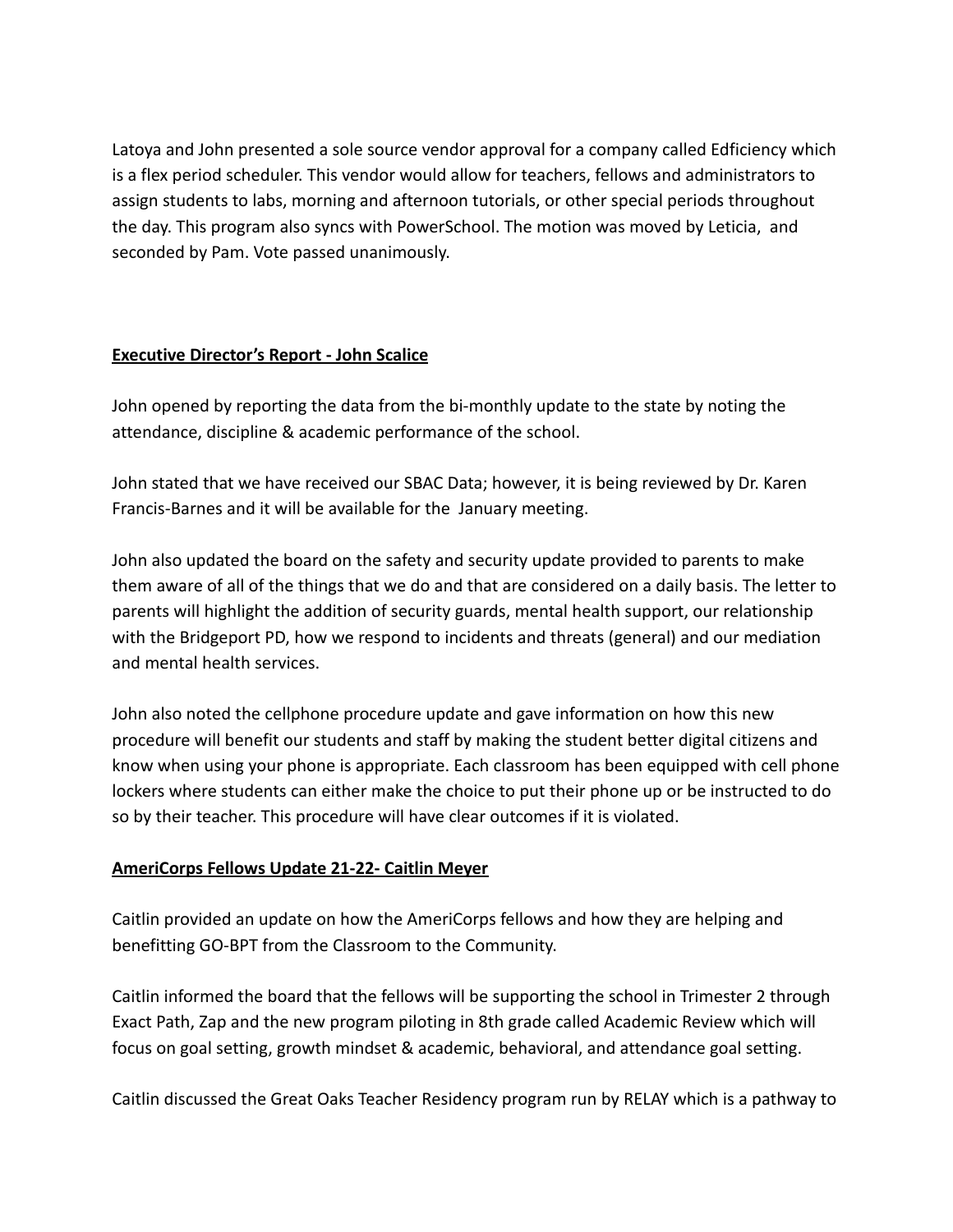Latoya and John presented a sole source vendor approval for a company called Edficiency which is a flex period scheduler. This vendor would allow for teachers, fellows and administrators to assign students to labs, morning and afternoon tutorials, or other special periods throughout the day. This program also syncs with PowerSchool. The motion was moved by Leticia, and seconded by Pam. Vote passed unanimously.

**Executive Director's Report - John Scalice**

John opened by reporting the data from the bi-monthly update to the state by noting the attendance, discipline & academic performance of the school.

John stated that we have received our SBAC Data; however, it is being reviewed by Dr. Karen Francis-Barnes and it will be available for the January meeting.

John also updated the board on the safety and security update provided to parents to make them aware of all of the things that we do and that are considered on a daily basis. The letter to parents will highlight the addition of security guards, mental health support, our relationship with the Bridgeport PD, how we respond to incidents and threats (general) and our mediation and mental health services.

John also noted the cellphone procedure update and gave information on how this new procedure will benefit our students and staff by making the student better digital citizens and know when using your phone is appropriate. Each classroom has been equipped with cell phone lockers where students can either make the choice to put their phone up or be instructed to do so by their teacher. This procedure will have clear outcomes if it is violated.

**AmeriCorps Fellows Update 21-22- Caitlin Meyer**

Caitlin provided an update on how the AmeriCorps fellows and how they are helping and benefitting GO-BPT from the Classroom to the Community.

Caitlin informed the board that the fellows will be supporting the school in Trimester 2 through Exact Path, Zap and the new program piloting in 8th grade called Academic Review which will focus on goal setting, growth mindset & academic, behavioral, and attendance goal setting.

Caitlin discussed the Great Oaks Teacher Residency program run by RELAY which is a pathway to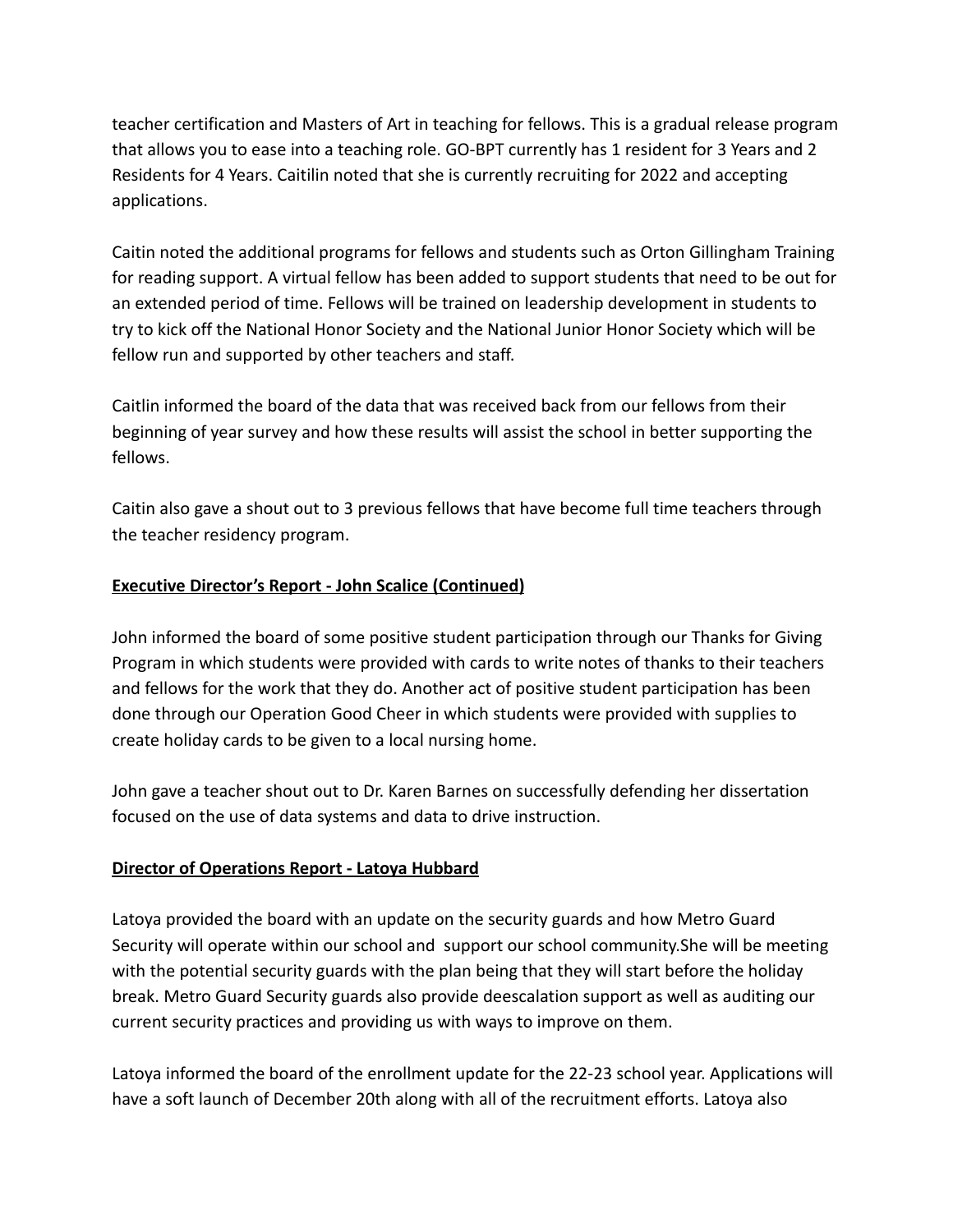teacher certification and Masters of Art in teaching for fellows. This is a gradual release program that allows you to ease into a teaching role. GO-BPT currently has 1 resident for 3 Years and 2 Residents for 4 Years. Caitilin noted that she is currently recruiting for 2022 and accepting applications.

Caitin noted the additional programs for fellows and students such as Orton Gillingham Training for reading support. A virtual fellow has been added to support students that need to be out for an extended period of time. Fellows will be trained on leadership development in students to try to kick off the National Honor Society and the National Junior Honor Society which will be fellow run and supported by other teachers and staff.

Caitlin informed the board of the data that was received back from our fellows from their beginning of year survey and how these results will assist the school in better supporting the fellows.

Caitin also gave a shout out to 3 previous fellows that have become full time teachers through the teacher residency program.

**Executive Director's Report - John Scalice (Continued)**

John informed the board of some positive student participation through our Thanks for Giving Program in which students were provided with cards to write notes of thanks to their teachers and fellows for the work that they do. Another act of positive student participation has been done through our Operation Good Cheer in which students were provided with supplies to create holiday cards to be given to a local nursing home.

John gave a teacher shout out to Dr. Karen Barnes on successfully defending her dissertation focused on the use of data systems and data to drive instruction.

**Director of Operations Report - Latoya Hubbard**

Latoya provided the board with an update on the security guards and how Metro Guard Security will operate within our school and support our school community.She will be meeting with the potential security guards with the plan being that they will start before the holiday break. Metro Guard Security guards also provide deescalation support as well as auditing our current security practices and providing us with ways to improve on them.

Latoya informed the board of the enrollment update for the 22-23 school year. Applications will have a soft launch of December 20th along with all of the recruitment efforts. Latoya also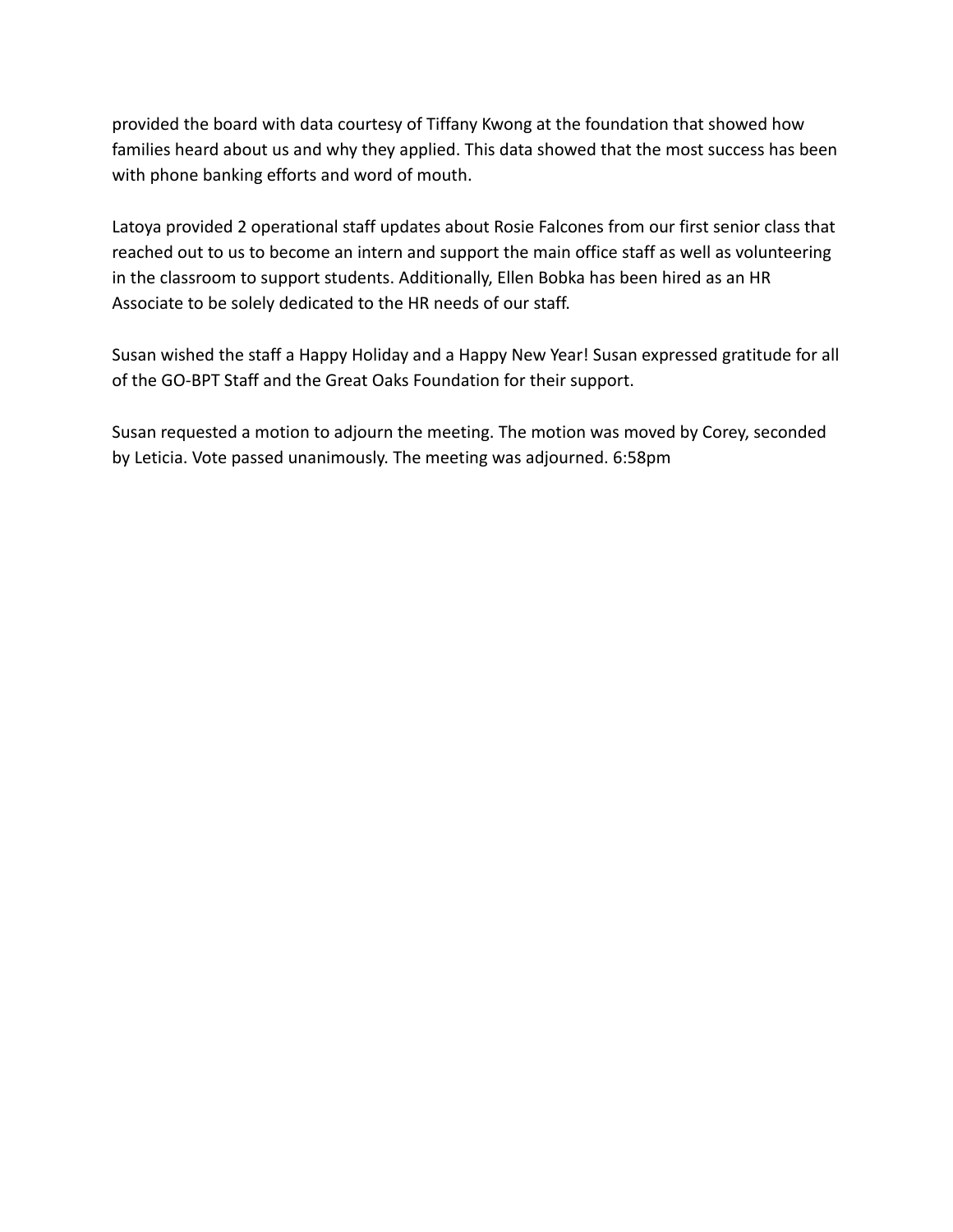provided the board with data courtesy of Tiffany Kwong at the foundation that showed how families heard about us and why they applied. This data showed that the most success has been with phone banking efforts and word of mouth.

Latoya provided 2 operational staff updates about Rosie Falcones from our first senior class that reached out to us to become an intern and support the main office staff as well as volunteering in the classroom to support students. Additionally, Ellen Bobka has been hired as an HR Associate to be solely dedicated to the HR needs of our staff.

Susan wished the staff a Happy Holiday and a Happy New Year! Susan expressed gratitude for all of the GO-BPT Staff and the Great Oaks Foundation for their support.

Susan requested a motion to adjourn the meeting. The motion was moved by Corey, seconded by Leticia. Vote passed unanimously. The meeting was adjourned. 6:58pm